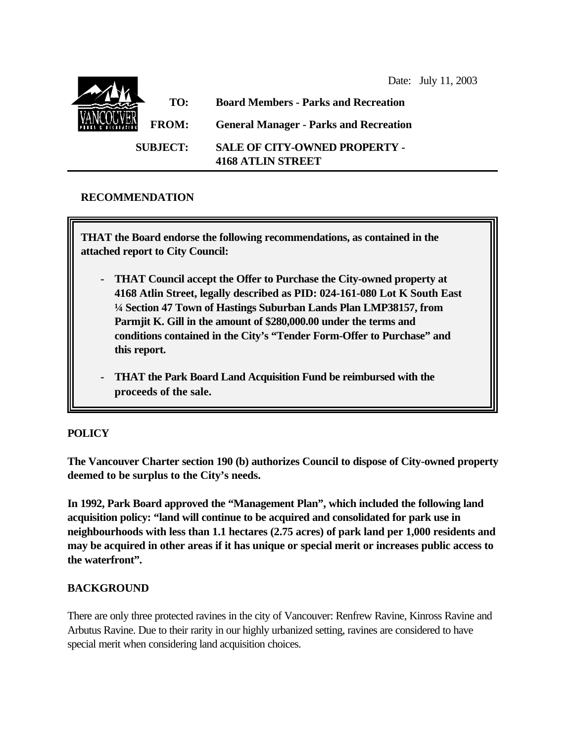Date: July 11, 2003

**TO:** **Board Members - Parks and Recreation**

**FROM:** **General Manager - Parks and Recreation**

**SUBJECT:** **SALE OF CITY-OWNED PROPERTY - 4168 ATLIN STREET**

## RECOMMENDATION

**THAT the Board endorse the following recommendations, as contained in the attached report to City Council:**

- **THAT Council accept the Offer to Purchase the City-owned property at 4168 Atlin Street, legally described as PID: 024-161-080 Lot K South East ¼ Section 47 Town of Hastings Suburban Lands Plan LMP38157, from Parmjit K. Gill in the amount of $280,000.00 under the terms and conditions contained in the City's "Tender Form-Offer to Purchase" and this report.**
- **THAT the Park Board Land Acquisition Fund be reimbursed with the proceeds of the sale.**

## POLICY

**The Vancouver Charter section 190 (b) authorizes Council to dispose of City-owned property deemed to be surplus to the City's needs.**

**In 1992, Park Board approved the "Management Plan", which included the following land acquisition policy: "land will continue to be acquired and consolidated for park use in neighbourhoods with less than 1.1 hectares (2.75 acres) of park land per 1,000 residents and may be acquired in other areas if it has unique or special merit or increases public access to the waterfront".**

## BACKGROUND

There are only three protected ravines in the city of Vancouver: Renfrew Ravine, Kinross Ravine and Arbutus Ravine. Due to their rarity in our highly urbanized setting, ravines are considered to have special merit when considering land acquisition choices.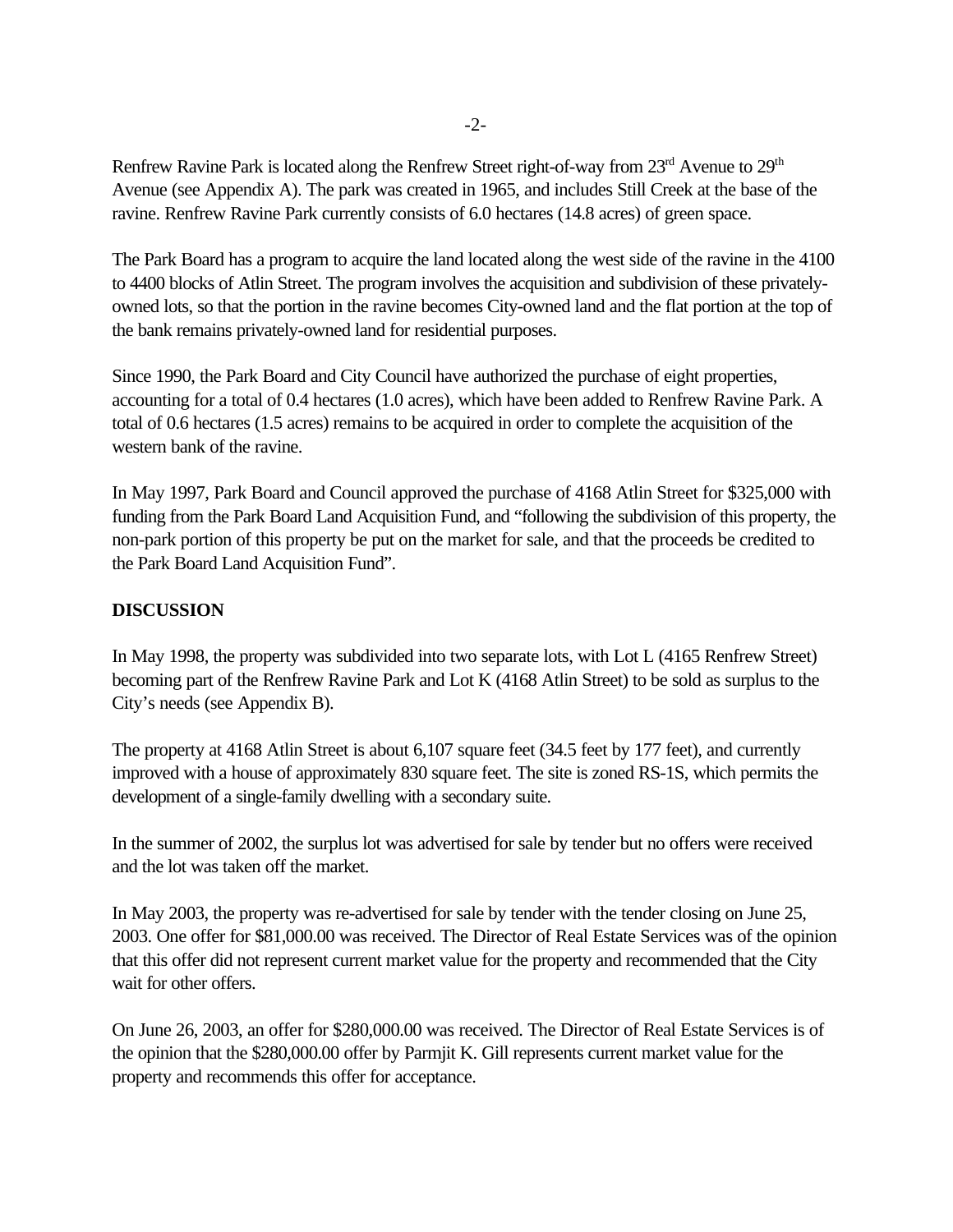Renfrew Ravine Park is located along the Renfrew Street right-of-way from 23rd Avenue to 29th Avenue (see Appendix A). The park was created in 1965, and includes Still Creek at the base of the ravine. Renfrew Ravine Park currently consists of 6.0 hectares (14.8 acres) of green space.

The Park Board has a program to acquire the land located along the west side of the ravine in the 4100 to 4400 blocks of Atlin Street. The program involves the acquisition and subdivision of these privately-owned lots, so that the portion in the ravine becomes City-owned land and the flat portion at the top of the bank remains privately-owned land for residential purposes.

Since 1990, the Park Board and City Council have authorized the purchase of eight properties, accounting for a total of 0.4 hectares (1.0 acres), which have been added to Renfrew Ravine Park. A total of 0.6 hectares (1.5 acres) remains to be acquired in order to complete the acquisition of the western bank of the ravine.

In May 1997, Park Board and Council approved the purchase of 4168 Atlin Street for $325,000 with funding from the Park Board Land Acquisition Fund, and "following the subdivision of this property, the non-park portion of this property be put on the market for sale, and that the proceeds be credited to the Park Board Land Acquisition Fund".

**DISCUSSION**

In May 1998, the property was subdivided into two separate lots, with Lot L (4165 Renfrew Street) becoming part of the Renfrew Ravine Park and Lot K (4168 Atlin Street) to be sold as surplus to the City's needs (see Appendix B).

The property at 4168 Atlin Street is about 6,107 square feet (34.5 feet by 177 feet), and currently improved with a house of approximately 830 square feet. The site is zoned RS-1S, which permits the development of a single-family dwelling with a secondary suite.

In the summer of 2002, the surplus lot was advertised for sale by tender but no offers were received and the lot was taken off the market.

In May 2003, the property was re-advertised for sale by tender with the tender closing on June 25, 2003. One offer for $81,000.00 was received. The Director of Real Estate Services was of the opinion that this offer did not represent current market value for the property and recommended that the City wait for other offers.

On June 26, 2003, an offer for $280,000.00 was received. The Director of Real Estate Services is of the opinion that the $280,000.00 offer by Parmjit K. Gill represents current market value for the property and recommends this offer for acceptance.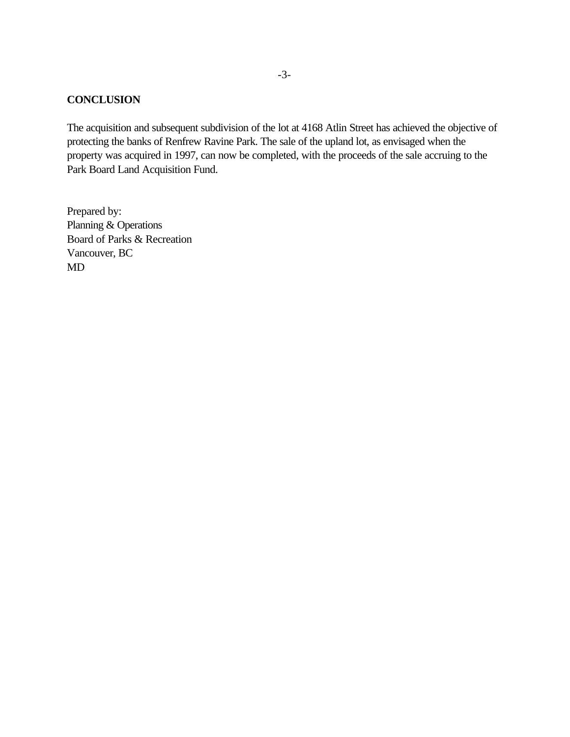**CONCLUSION**

The acquisition and subsequent subdivision of the lot at 4168 Atlin Street has achieved the objective of protecting the banks of Renfrew Ravine Park. The sale of the upland lot, as envisaged when the property was acquired in 1997, can now be completed, with the proceeds of the sale accruing to the Park Board Land Acquisition Fund.

Prepared by:
Planning & Operations
Board of Parks & Recreation
Vancouver, BC
MD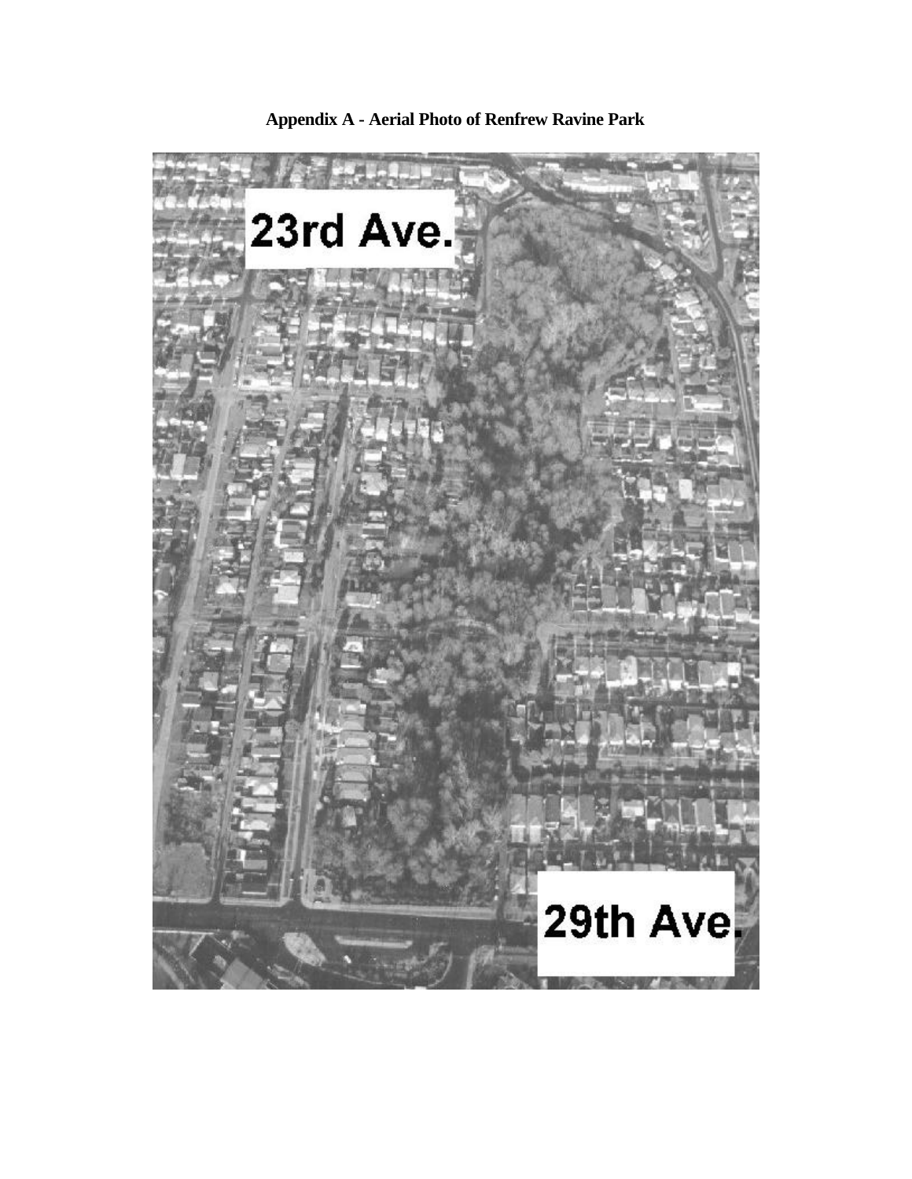**Appendix A - Aerial Photo of Renfrew Ravine Park**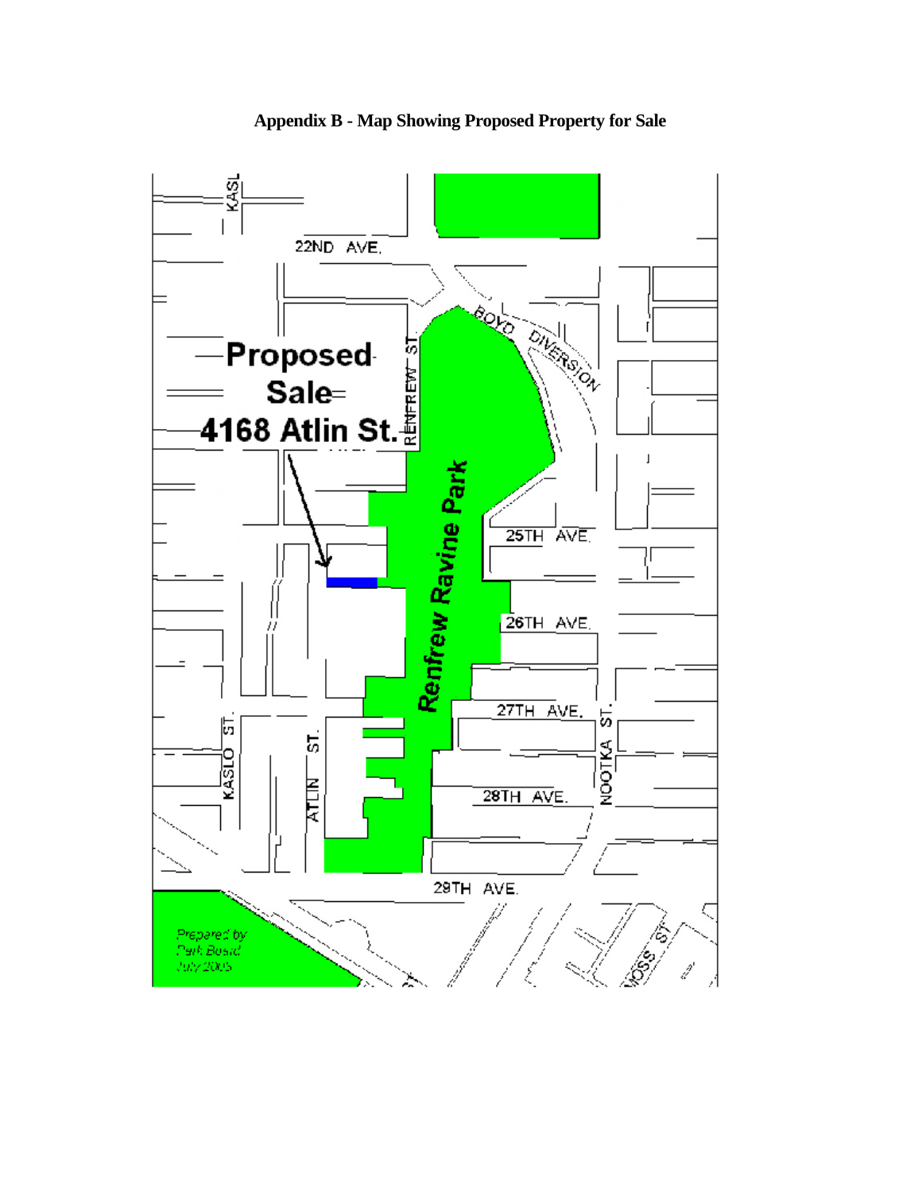**Appendix B - Map Showing Proposed Property for Sale**

Proposed Sale 4168 Atlin St.

22ND AVE.

KASL

BOYD DIVERSION

RENFREW ST.

Renfrew Ravine Park

25TH AVE.

26TH AVE.

27TH AVE.

28TH AVE.

29TH AVE.

KASLO ST.

ATLIN ST.

NOOTKA ST.

MOSS ST

Prepared by Park Board July 2005